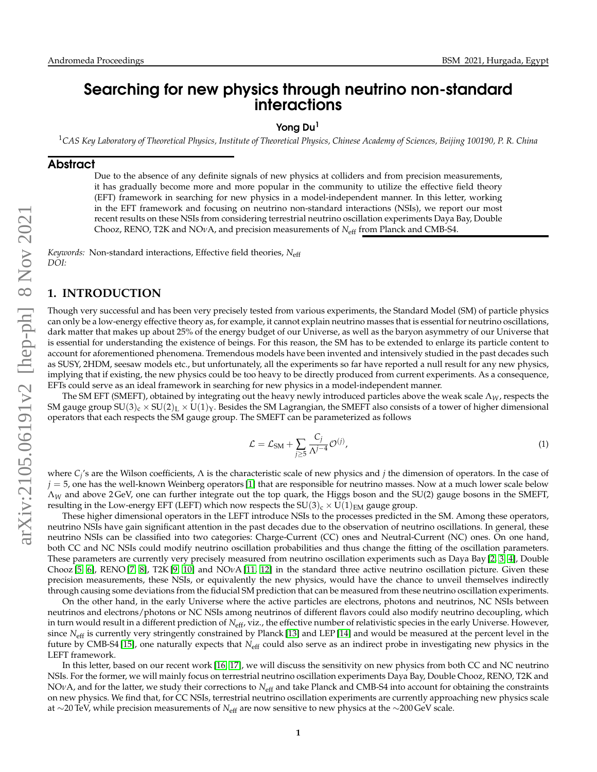# Searching for new physics through neutrino non-standard interactions

**Yong Du**[1]

[1]*CAS Key Laboratory of Theoretical Physics, Institute of Theoretical Physics, Chinese Academy of Sciences, Beijing 100190, P. R. China*

## Abstract

Due to the absence of any definite signals of new physics at colliders and from precision measurements, it has gradually become more and more popular in the community to utilize the effective field theory (EFT) framework in searching for new physics in a model-independent manner. In this letter, working in the EFT framework and focusing on neutrino non-standard interactions (NSIs), we report our most recent results on these NSIs from considering terrestrial neutrino oscillation experiments Daya Bay, Double Chooz, RENO, T2K and NO$\nu$A, and precision measurements of $N_{\rm eff}$ from Planck and CMB-S4.

*Keywords:* Non-standard interactions, Effective field theories, $N_{\rm eff}$
*DOI:*

## 1. INTRODUCTION

Though very successful and has been very precisely tested from various experiments, the Standard Model (SM) of particle physics can only be a low-energy effective theory as, for example, it cannot explain neutrino masses that is essential for neutrino oscillations, dark matter that makes up about 25% of the energy budget of our Universe, as well as the baryon asymmetry of our Universe that is essential for understanding the existence of beings. For this reason, the SM has to be extended to enlarge its particle content to account for aforementioned phenomena. Tremendous models have been invented and intensively studied in the past decades such as SUSY, 2HDM, seesaw models etc., but unfortunately, all the experiments so far have reported a null result for any new physics, implying that if existing, the new physics could be too heavy to be directly produced from current experiments. As a consequence, EFTs could serve as an ideal framework in searching for new physics in a model-independent manner.

The SM EFT (SMEFT), obtained by integrating out the heavy newly introduced particles above the weak scale $\Lambda_W$, respects the SM gauge group $\mathrm{SU}(3)_{\rm c} \times \mathrm{SU}(2)_{\rm L} \times \mathrm{U}(1)_{\rm Y}$. Besides the SM Lagrangian, the SMEFT also consists of a tower of higher dimensional operators that each respects the SM gauge group. The SMEFT can be parameterized as follows

$$\mathcal{L} = \mathcal{L}_{\rm SM} + \sum_{j\geq 5} \frac{C_j}{\Lambda^{j-4}} \mathcal{O}^{(j)}, \tag{1}$$

where $C_j$'s are the Wilson coefficients, $\Lambda$ is the characteristic scale of new physics and $j$ the dimension of operators. In the case of $j = 5$, one has the well-known Weinberg operators [1] that are responsible for neutrino masses. Now at a much lower scale below $\Lambda_W$ and above 2 GeV, one can further integrate out the top quark, the Higgs boson and the SU(2) gauge bosons in the SMEFT, resulting in the Low-energy EFT (LEFT) which now respects the $\mathrm{SU}(3)_{\rm c} \times \mathrm{U}(1)_{\rm EM}$ gauge group.

These higher dimensional operators in the LEFT introduce NSIs to the processes predicted in the SM. Among these operators, neutrino NSIs have gain significant attention in the past decades due to the observation of neutrino oscillations. In general, these neutrino NSIs can be classified into two categories: Charge-Current (CC) ones and Neutral-Current (NC) ones. On one hand, both CC and NC NSIs could modify neutrino oscillation probabilities and thus change the fitting of the oscillation parameters. These parameters are currently very precisely measured from neutrino oscillation experiments such as Daya Bay [2, 3, 4], Double Chooz [5, 6], RENO [7, 8], T2K [9, 10] and NO$\nu$A [11, 12] in the standard three active neutrino oscillation picture. Given these precision measurements, these NSIs, or equivalently the new physics, would have the chance to unveil themselves indirectly through causing some deviations from the fiducial SM prediction that can be measured from these neutrino oscillation experiments.

On the other hand, in the early Universe where the active particles are electrons, photons and neutrinos, NC NSIs between neutrinos and electrons/photons or NC NSIs among neutrinos of different flavors could also modify neutrino decoupling, which in turn would result in a different prediction of $N_{\rm eff}$, viz., the effective number of relativistic species in the early Universe. However, since $N_{\rm eff}$ is currently very stringently constrained by Planck [13] and LEP [14] and would be measured at the percent level in the future by CMB-S4 [15], one naturally expects that $N_{\rm eff}$ could also serve as an indirect probe in investigating new physics in the LEFT framework.

In this letter, based on our recent work [16, 17], we will discuss the sensitivity on new physics from both CC and NC neutrino NSIs. For the former, we will mainly focus on terrestrial neutrino oscillation experiments Daya Bay, Double Chooz, RENO, T2K and NO$\nu$A, and for the latter, we study their corrections to $N_{\rm eff}$ and take Planck and CMB-S4 into account for obtaining the constraints on new physics. We find that, for CC NSIs, terrestrial neutrino oscillation experiments are currently approaching new physics scale at $\sim$20 TeV, while precision measurements of $N_{\rm eff}$ are now sensitive to new physics at the $\sim$200 GeV scale.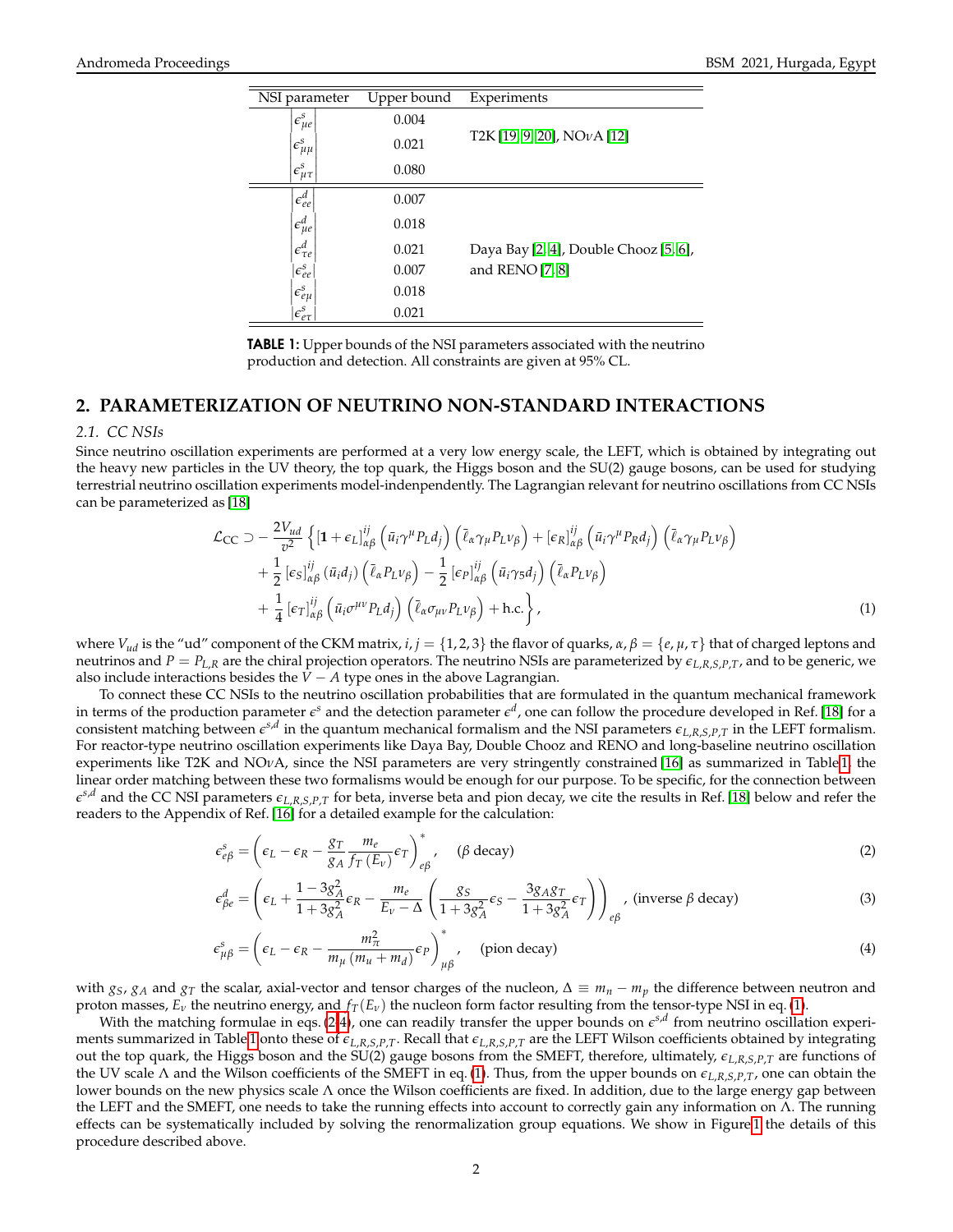| NSI parameter | Upper bound | Experiments |
|---|---|---|
| $\left\|\epsilon^s_{\mu e}\right\|$ | 0.004 | T2K [19, 9, 20], NO$\nu$A [12] |
| $\left\|\epsilon^s_{\mu\mu}\right\|$ | 0.021 | |
| $\left\|\epsilon^s_{\mu\tau}\right\|$ | 0.080 | |
| $\left\|\epsilon^d_{ee}\right\|$ | 0.007 | Daya Bay [2, 4], Double Chooz [5, 6], and RENO [7, 8] |
| $\left\|\epsilon^d_{\mu e}\right\|$ | 0.018 | |
| $\left\|\epsilon^d_{\tau e}\right\|$ | 0.021 | |
| $\left\|\epsilon^s_{ee}\right\|$ | 0.007 | |
| $\left\|\epsilon^s_{e\mu}\right\|$ | 0.018 | |
| $\left\|\epsilon^s_{e\tau}\right\|$ | 0.021 | |

**TABLE 1:** Upper bounds of the NSI parameters associated with the neutrino production and detection. All constraints are given at 95% CL.

## 2. PARAMETERIZATION OF NEUTRINO NON-STANDARD INTERACTIONS

### 2.1. CC NSIs

Since neutrino oscillation experiments are performed at a very low energy scale, the LEFT, which is obtained by integrating out the heavy new particles in the UV theory, the top quark, the Higgs boson and the SU(2) gauge bosons, can be used for studying terrestrial neutrino oscillation experiments model-indenpendently. The Lagrangian relevant for neutrino oscillations from CC NSIs can be parameterized as [18]

$$
\begin{aligned}
\mathcal{L}_{\rm CC} \supset -\frac{2V_{ud}}{v^2}\Big\{ & [\mathbf{1}+\epsilon_L]^{ij}_{\alpha\beta}\left(\bar{u}_i\gamma^\mu P_L d_j\right)\left(\bar{\ell}_\alpha\gamma_\mu P_L\nu_\beta\right) + [\epsilon_R]^{ij}_{\alpha\beta}\left(\bar{u}_i\gamma^\mu P_R d_j\right)\left(\bar{\ell}_\alpha\gamma_\mu P_L\nu_\beta\right) \\
& + \frac{1}{2}[\epsilon_S]^{ij}_{\alpha\beta}\left(\bar{u}_i d_j\right)\left(\bar{\ell}_\alpha P_L\nu_\beta\right) - \frac{1}{2}[\epsilon_P]^{ij}_{\alpha\beta}\left(\bar{u}_i\gamma_5 d_j\right)\left(\bar{\ell}_\alpha P_L\nu_\beta\right) \\
& + \frac{1}{4}[\epsilon_T]^{ij}_{\alpha\beta}\left(\bar{u}_i\sigma^{\mu\nu}P_L d_j\right)\left(\bar{\ell}_\alpha\sigma_{\mu\nu}P_L\nu_\beta\right) + \text{h.c.}\Big\}\,, 
\end{aligned}
\tag{1}
$$

where $V_{ud}$ is the "ud" component of the CKM matrix, $i,j=\{1,2,3\}$ the flavor of quarks, $\alpha,\beta=\{e,\mu,\tau\}$ that of charged leptons and neutrinos and $P=P_{L,R}$ are the chiral projection operators. The neutrino NSIs are parameterized by $\epsilon_{L,R,S,P,T}$, and to be generic, we also include interactions besides the $V-A$ type ones in the above Lagrangian.

To connect these CC NSIs to the neutrino oscillation probabilities that are formulated in the quantum mechanical framework in terms of the production parameter $\epsilon^s$ and the detection parameter $\epsilon^d$, one can follow the procedure developed in Ref. [18] for a consistent matching between $\epsilon^{s,d}$ in the quantum mechanical formalism and the NSI parameters $\epsilon_{L,R,S,P,T}$ in the LEFT formalism. For reactor-type neutrino oscillation experiments like Daya Bay, Double Chooz and RENO and long-baseline neutrino oscillation experiments like T2K and NO$\nu$A, since the NSI parameters are very stringently constrained [16] as summarized in Table 1, the linear order matching between these two formalisms would be enough for our purpose. To be specific, for the connection between $\epsilon^{s,d}$ and the CC NSI parameters $\epsilon_{L,R,S,P,T}$ for beta, inverse beta and pion decay, we cite the results in Ref. [18] below and refer the readers to the Appendix of Ref. [16] for a detailed example for the calculation:

$$
\epsilon^s_{e\beta} = \left(\epsilon_L - \epsilon_R - \frac{g_T}{g_A}\frac{m_e}{f_T(E_\nu)}\epsilon_T\right)^*_{e\beta}, \quad (\beta \text{ decay}) \tag{2}
$$

$$
\epsilon^d_{\beta e} = \left(\epsilon_L + \frac{1-3g_A^2}{1+3g_A^2}\epsilon_R - \frac{m_e}{E_\nu-\Delta}\left(\frac{g_S}{1+3g_A^2}\epsilon_S - \frac{3g_A g_T}{1+3g_A^2}\epsilon_T\right)\right)_{e\beta}, \ (\text{inverse } \beta \text{ decay}) \tag{3}
$$

$$
\epsilon^s_{\mu\beta} = \left(\epsilon_L - \epsilon_R - \frac{m_\pi^2}{m_\mu(m_u+m_d)}\epsilon_P\right)^*_{\mu\beta}, \quad (\text{pion decay}) \tag{4}
$$

with $g_S$, $g_A$ and $g_T$ the scalar, axial-vector and tensor charges of the nucleon, $\Delta \equiv m_n - m_p$ the difference between neutron and proton masses, $E_\nu$ the neutrino energy, and $f_T(E_\nu)$ the nucleon form factor resulting from the tensor-type NSI in eq. (1).

With the matching formulae in eqs. (2-4), one can readily transfer the upper bounds on $\epsilon^{s,d}$ from neutrino oscillation experiments summarized in Table 1 onto these of $\epsilon_{L,R,S,P,T}$. Recall that $\epsilon_{L,R,S,P,T}$ are the LEFT Wilson coefficients obtained by integrating out the top quark, the Higgs boson and the SU(2) gauge bosons from the SMEFT, therefore, ultimately, $\epsilon_{L,R,S,P,T}$ are functions of the UV scale $\Lambda$ and the Wilson coefficients of the SMEFT in eq. (1). Thus, from the upper bounds on $\epsilon_{L,R,S,P,T}$, one can obtain the lower bounds on the new physics scale $\Lambda$ once the Wilson coefficients are fixed. In addition, due to the large energy gap between the LEFT and the SMEFT, one needs to take the running effects into account to correctly gain any information on $\Lambda$. The running effects can be systematically included by solving the renormalization group equations. We show in Figure 1 the details of this procedure described above.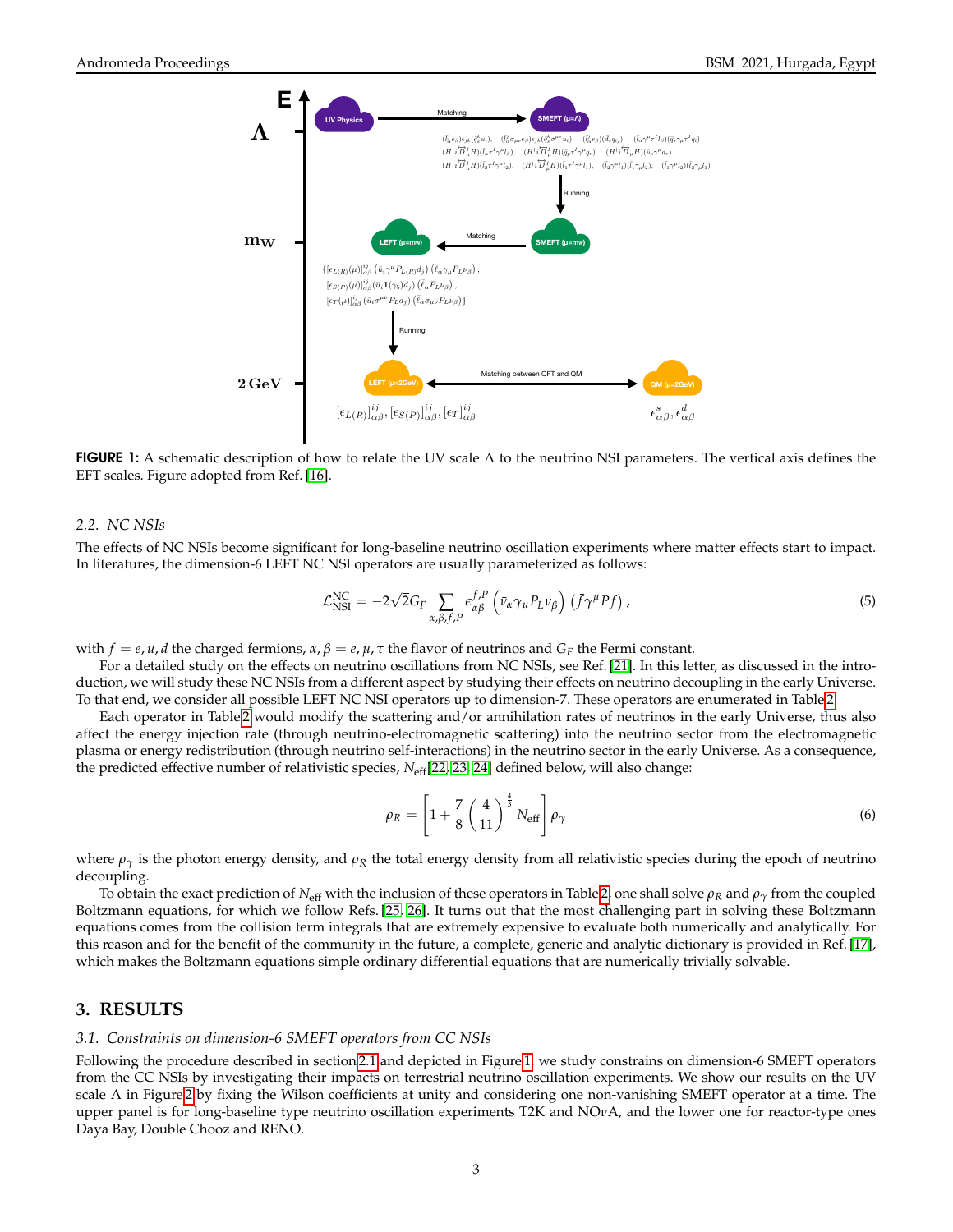**FIGURE 1:** A schematic description of how to relate the UV scale $\Lambda$ to the neutrino NSI parameters. The vertical axis defines the EFT scales. Figure adopted from Ref. [16].

### 2.2. NC NSIs

The effects of NC NSIs become significant for long-baseline neutrino oscillation experiments where matter effects start to impact. In literatures, the dimension-6 LEFT NC NSI operators are usually parameterized as follows:

$$\mathcal{L}_{\rm NSI}^{\rm NC} = -2\sqrt{2}G_F \sum_{\alpha,\beta,f,P} \epsilon_{\alpha\beta}^{f,P} \left(\bar{\nu}_\alpha \gamma_\mu P_L \nu_\beta\right) \left(\bar{f}\gamma^\mu P f\right), \tag{5}$$

with $f = e, u, d$ the charged fermions, $\alpha, \beta = e, \mu, \tau$ the flavor of neutrinos and $G_F$ the Fermi constant.

For a detailed study on the effects on neutrino oscillations from NC NSIs, see Ref. [21]. In this letter, as discussed in the introduction, we will study these NC NSIs from a different aspect by studying their effects on neutrino decoupling in the early Universe. To that end, we consider all possible LEFT NC NSI operators up to dimension-7. These operators are enumerated in Table 2.

Each operator in Table 2 would modify the scattering and/or annihilation rates of neutrinos in the early Universe, thus also affect the energy injection rate (through neutrino-electromagnetic scattering) into the neutrino sector from the electromagnetic plasma or energy redistribution (through neutrino self-interactions) in the neutrino sector in the early Universe. As a consequence, the predicted effective number of relativistic species, $N_{\rm eff}$[22, 23, 24] defined below, will also change:

$$\rho_R = \left[1 + \frac{7}{8}\left(\frac{4}{11}\right)^{\frac{4}{3}} N_{\rm eff}\right]\rho_\gamma \tag{6}$$

where $\rho_\gamma$ is the photon energy density, and $\rho_R$ the total energy density from all relativistic species during the epoch of neutrino decoupling.

To obtain the exact prediction of $N_{\rm eff}$ with the inclusion of these operators in Table 2, one shall solve $\rho_R$ and $\rho_\gamma$ from the coupled Boltzmann equations, for which we follow Refs. [25, 26]. It turns out that the most challenging part in solving these Boltzmann equations comes from the collision term integrals that are extremely expensive to evaluate both numerically and analytically. For this reason and for the benefit of the community in the future, a complete, generic and analytic dictionary is provided in Ref. [17], which makes the Boltzmann equations simple ordinary differential equations that are numerically trivially solvable.

## 3. RESULTS

### 3.1. Constraints on dimension-6 SMEFT operators from CC NSIs

Following the procedure described in section 2.1 and depicted in Figure 1, we study constrains on dimension-6 SMEFT operators from the CC NSIs by investigating their impacts on terrestrial neutrino oscillation experiments. We show our results on the UV scale $\Lambda$ in Figure 2 by fixing the Wilson coefficients at unity and considering one non-vanishing SMEFT operator at a time. The upper panel is for long-baseline type neutrino oscillation experiments T2K and NO$\nu$A, and the lower one for reactor-type ones Daya Bay, Double Chooz and RENO.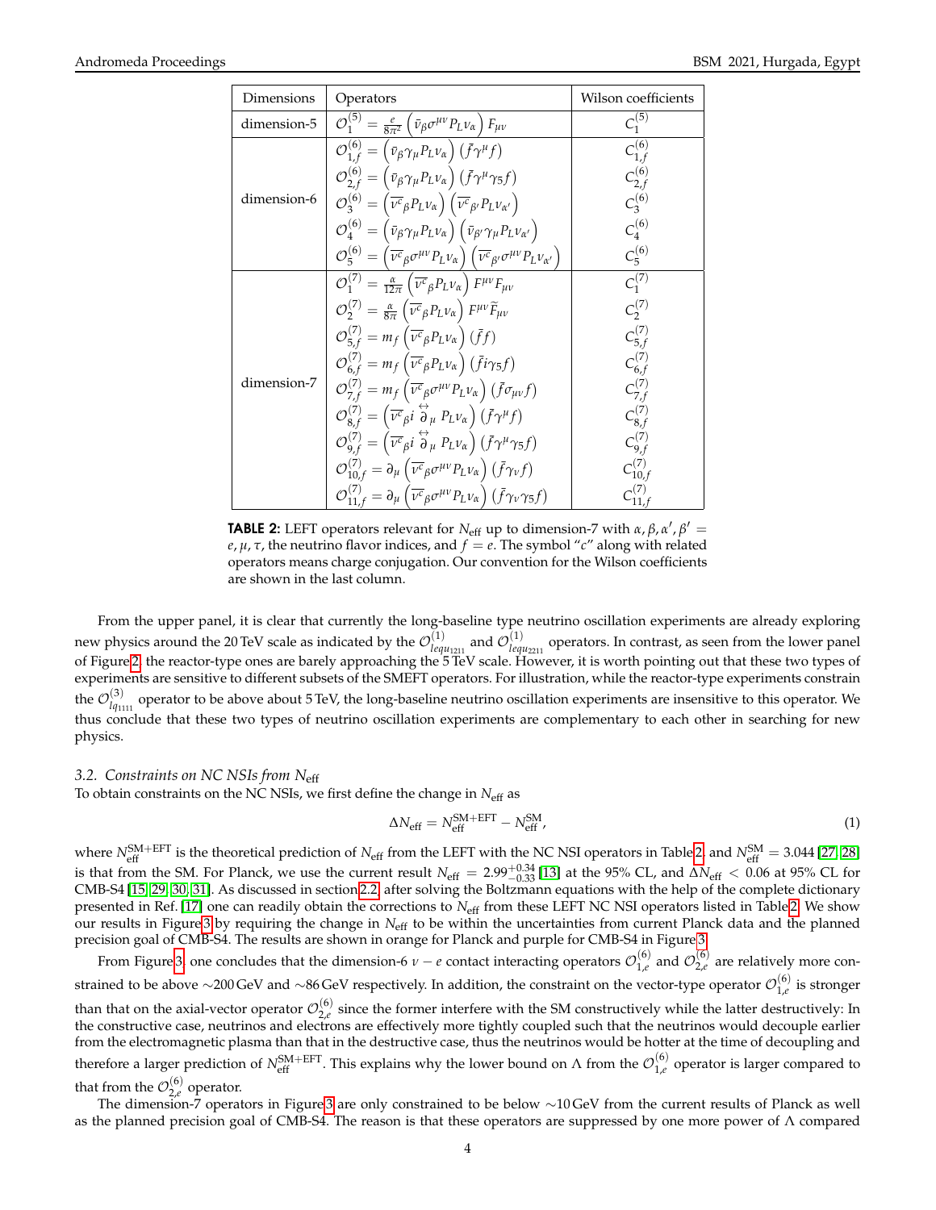| Dimensions | Operators | Wilson coefficients |
| --- | --- | --- |
| dimension-5 | $\mathcal{O}_1^{(5)} = \frac{e}{8\pi^2}\left(\bar{\nu}_\beta \sigma^{\mu\nu} P_L \nu_\alpha\right) F_{\mu\nu}$ | $C_1^{(5)}$ |
| dimension-6 | $\mathcal{O}_{1,f}^{(6)} = \left(\bar{\nu}_\beta \gamma_\mu P_L \nu_\alpha\right)\left(\bar{f}\gamma^\mu f\right)$ | $C_{1,f}^{(6)}$ |
| | $\mathcal{O}_{2,f}^{(6)} = \left(\bar{\nu}_\beta \gamma_\mu P_L \nu_\alpha\right)\left(\bar{f}\gamma^\mu \gamma_5 f\right)$ | $C_{2,f}^{(6)}$ |
| | $\mathcal{O}_{3}^{(6)} = \left(\overline{\nu^c}_\beta P_L \nu_\alpha\right)\left(\overline{\nu^c}_{\beta'} P_L \nu_{\alpha'}\right)$ | $C_{3}^{(6)}$ |
| | $\mathcal{O}_{4}^{(6)} = \left(\bar{\nu}_\beta \gamma_\mu P_L \nu_\alpha\right)\left(\bar{\nu}_{\beta'} \gamma_\mu P_L \nu_{\alpha'}\right)$ | $C_{4}^{(6)}$ |
| | $\mathcal{O}_{5}^{(6)} = \left(\overline{\nu^c}_\beta \sigma^{\mu\nu} P_L \nu_\alpha\right)\left(\overline{\nu^c}_{\beta'} \sigma^{\mu\nu} P_L \nu_{\alpha'}\right)$ | $C_{5}^{(6)}$ |
| dimension-7 | $\mathcal{O}_{1}^{(7)} = \frac{\alpha}{12\pi}\left(\overline{\nu^c}_\beta P_L \nu_\alpha\right) F^{\mu\nu} F_{\mu\nu}$ | $C_{1}^{(7)}$ |
| | $\mathcal{O}_{2}^{(7)} = \frac{\alpha}{8\pi}\left(\overline{\nu^c}_\beta P_L \nu_\alpha\right) F^{\mu\nu} \widetilde{F}_{\mu\nu}$ | $C_{2}^{(7)}$ |
| | $\mathcal{O}_{5,f}^{(7)} = m_f\left(\overline{\nu^c}_\beta P_L \nu_\alpha\right)\left(\bar{f} f\right)$ | $C_{5,f}^{(7)}$ |
| | $\mathcal{O}_{6,f}^{(7)} = m_f\left(\overline{\nu^c}_\beta P_L \nu_\alpha\right)\left(\bar{f} i\gamma_5 f\right)$ | $C_{6,f}^{(7)}$ |
| | $\mathcal{O}_{7,f}^{(7)} = m_f\left(\overline{\nu^c}_\beta \sigma^{\mu\nu} P_L \nu_\alpha\right)\left(\bar{f} \sigma_{\mu\nu} f\right)$ | $C_{7,f}^{(7)}$ |
| | $\mathcal{O}_{8,f}^{(7)} = \left(\overline{\nu^c}_\beta i \overleftrightarrow{\partial}_\mu P_L \nu_\alpha\right)\left(\bar{f} \gamma^\mu f\right)$ | $C_{8,f}^{(7)}$ |
| | $\mathcal{O}_{9,f}^{(7)} = \left(\overline{\nu^c}_\beta i \overleftrightarrow{\partial}_\mu P_L \nu_\alpha\right)\left(\bar{f} \gamma^\mu \gamma_5 f\right)$ | $C_{9,f}^{(7)}$ |
| | $\mathcal{O}_{10,f}^{(7)} = \partial_\mu\left(\overline{\nu^c}_\beta \sigma^{\mu\nu} P_L \nu_\alpha\right)\left(\bar{f} \gamma_\nu f\right)$ | $C_{10,f}^{(7)}$ |
| | $\mathcal{O}_{11,f}^{(7)} = \partial_\mu\left(\overline{\nu^c}_\beta \sigma^{\mu\nu} P_L \nu_\alpha\right)\left(\bar{f} \gamma_\nu \gamma_5 f\right)$ | $C_{11,f}^{(7)}$ |

**TABLE 2:** LEFT operators relevant for $N_{\rm eff}$ up to dimension-7 with $\alpha, \beta, \alpha', \beta' = e, \mu, \tau$, the neutrino flavor indices, and $f = e$. The symbol "$c$" along with related operators means charge conjugation. Our convention for the Wilson coefficients are shown in the last column.

From the upper panel, it is clear that currently the long-baseline type neutrino oscillation experiments are already exploring new physics around the 20 TeV scale as indicated by the $\mathcal{O}^{(1)}_{lequ_{1211}}$ and $\mathcal{O}^{(1)}_{lequ_{2211}}$ operators. In contrast, as seen from the lower panel of Figure 2, the reactor-type ones are barely approaching the 5 TeV scale. However, it is worth pointing out that these two types of experiments are sensitive to different subsets of the SMEFT operators. For illustration, while the reactor-type experiments constrain the $\mathcal{O}^{(3)}_{lq_{1111}}$ operator to be above about 5 TeV, the long-baseline neutrino oscillation experiments are insensitive to this operator. We thus conclude that these two types of neutrino oscillation experiments are complementary to each other in searching for new physics.

### 3.2. Constraints on NC NSIs from $N_{\rm eff}$

To obtain constraints on the NC NSIs, we first define the change in $N_{\rm eff}$ as

$$\Delta N_{\rm eff} = N_{\rm eff}^{\rm SM+EFT} - N_{\rm eff}^{\rm SM}, \tag{1}$$

where $N_{\rm eff}^{\rm SM+EFT}$ is the theoretical prediction of $N_{\rm eff}$ from the LEFT with the NC NSI operators in Table 2, and $N_{\rm eff}^{\rm SM} = 3.044$ [27, 28] is that from the SM. For Planck, we use the current result $N_{\rm eff} = 2.99^{+0.34}_{-0.33}$ [13] at the 95% CL, and $\Delta N_{\rm eff} < 0.06$ at 95% CL for CMB-S4 [15, 29, 30, 31]. As discussed in section 2.2, after solving the Boltzmann equations with the help of the complete dictionary presented in Ref. [17] one can readily obtain the corrections to $N_{\rm eff}$ from these LEFT NC NSI operators listed in Table 2. We show our results in Figure 3 by requiring the change in $N_{\rm eff}$ to be within the uncertainties from current Planck data and the planned precision goal of CMB-S4. The results are shown in orange for Planck and purple for CMB-S4 in Figure 3.

From Figure 3, one concludes that the dimension-6 $\nu - e$ contact interacting operators $\mathcal{O}^{(6)}_{1,e}$ and $\mathcal{O}^{(6)}_{2,e}$ are relatively more constrained to be above $\sim$200 GeV and $\sim$86 GeV respectively. In addition, the constraint on the vector-type operator $\mathcal{O}^{(6)}_{1,e}$ is stronger than that on the axial-vector operator $\mathcal{O}^{(6)}_{2,e}$ since the former interfere with the SM constructively while the latter destructively: In the constructive case, neutrinos and electrons are effectively more tightly coupled such that the neutrinos would decouple earlier from the electromagnetic plasma than that in the destructive case, thus the neutrinos would be hotter at the time of decoupling and therefore a larger prediction of $N_{\rm eff}^{\rm SM+EFT}$. This explains why the lower bound on $\Lambda$ from the $\mathcal{O}^{(6)}_{1,e}$ operator is larger compared to that from the $\mathcal{O}^{(6)}_{2,e}$ operator.

The dimension-7 operators in Figure 3 are only constrained to be below $\sim$10 GeV from the current results of Planck as well as the planned precision goal of CMB-S4. The reason is that these operators are suppressed by one more power of $\Lambda$ compared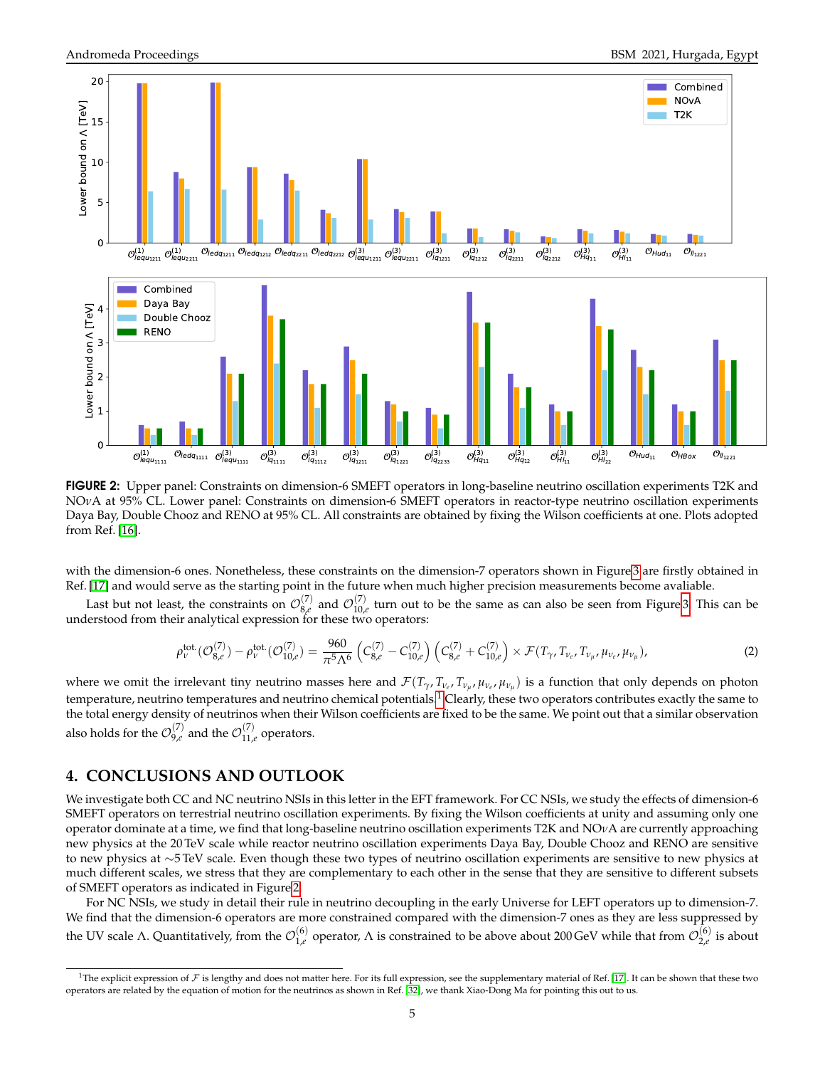**FIGURE 2:** Upper panel: Constraints on dimension-6 SMEFT operators in long-baseline neutrino oscillation experiments T2K and NO$\nu$A at 95% CL. Lower panel: Constraints on dimension-6 SMEFT operators in reactor-type neutrino oscillation experiments Daya Bay, Double Chooz and RENO at 95% CL. All constraints are obtained by fixing the Wilson coefficients at one. Plots adopted from Ref. [16].

with the dimension-6 ones. Nonetheless, these constraints on the dimension-7 operators shown in Figure 3 are firstly obtained in Ref. [17] and would serve as the starting point in the future when much higher precision measurements become avaliable.

Last but not least, the constraints on $\mathcal{O}^{(7)}_{8,e}$ and $\mathcal{O}^{(7)}_{10,e}$ turn out to be the same as can also be seen from Figure 3. This can be understood from their analytical expression for these two operators:

$$\rho_\nu^{\rm tot.}(\mathcal{O}^{(7)}_{8,e}) - \rho_\nu^{\rm tot.}(\mathcal{O}^{(7)}_{10,e}) = \frac{960}{\pi^5 \Lambda^6}\left(C^{(7)}_{8,e} - C^{(7)}_{10,e}\right)\left(C^{(7)}_{8,e} + C^{(7)}_{10,e}\right) \times \mathcal{F}(T_\gamma, T_{\nu_e}, T_{\nu_\mu}, \mu_{\nu_e}, \mu_{\nu_\mu}), \tag{2}$$

where we omit the irrelevant tiny neutrino masses here and $\mathcal{F}(T_\gamma, T_{\nu_e}, T_{\nu_\mu}, \mu_{\nu_e}, \mu_{\nu_\mu})$ is a function that only depends on photon temperature, neutrino temperatures and neutrino chemical potentials.[1] Clearly, these two operators contributes exactly the same to the total energy density of neutrinos when their Wilson coefficients are fixed to be the same. We point out that a similar observation also holds for the $\mathcal{O}^{(7)}_{9,e}$ and the $\mathcal{O}^{(7)}_{11,e}$ operators.

## 4. CONCLUSIONS AND OUTLOOK

We investigate both CC and NC neutrino NSIs in this letter in the EFT framework. For CC NSIs, we study the effects of dimension-6 SMEFT operators on terrestrial neutrino oscillation experiments. By fixing the Wilson coefficients at unity and assuming only one operator dominate at a time, we find that long-baseline neutrino oscillation experiments T2K and NO$\nu$A are currently approaching new physics at the 20 TeV scale while reactor neutrino oscillation experiments Daya Bay, Double Chooz and RENO are sensitive to new physics at $\sim$5 TeV scale. Even though these two types of neutrino oscillation experiments are sensitive to new physics at much different scales, we stress that they are complementary to each other in the sense that they are sensitive to different subsets of SMEFT operators as indicated in Figure 2.

For NC NSIs, we study in detail their rule in neutrino decoupling in the early Universe for LEFT operators up to dimension-7. We find that the dimension-6 operators are more constrained compared with the dimension-7 ones as they are less suppressed by the UV scale $\Lambda$. Quantitatively, from the $\mathcal{O}^{(6)}_{1,e}$ operator, $\Lambda$ is constrained to be above about 200 GeV while that from $\mathcal{O}^{(6)}_{2,e}$ is about

[1] The explicit expression of $\mathcal{F}$ is lengthy and does not matter here. For its full expression, see the supplementary material of Ref. [17]. It can be shown that these two operators are related by the equation of motion for the neutrinos as shown in Ref. [32], we thank Xiao-Dong Ma for pointing this out to us.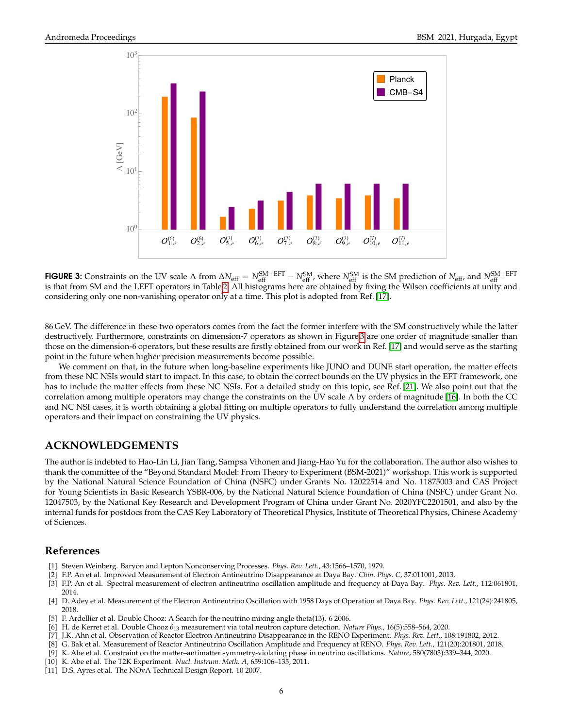**FIGURE 3:** Constraints on the UV scale $\Lambda$ from $\Delta N_{\rm eff} = N_{\rm eff}^{\rm SM+EFT} - N_{\rm eff}^{\rm SM}$, where $N_{\rm eff}^{\rm SM}$ is the SM prediction of $N_{\rm eff}$, and $N_{\rm eff}^{\rm SM+EFT}$ is that from SM and the LEFT operators in Table 2. All histograms here are obtained by fixing the Wilson coefficients at unity and considering only one non-vanishing operator only at a time. This plot is adopted from Ref. [17].

86 GeV. The difference in these two operators comes from the fact the former interfere with the SM constructively while the latter destructively. Furthermore, constraints on dimension-7 operators as shown in Figure 3 are one order of magnitude smaller than those on the dimension-6 operators, but these results are firstly obtained from our work in Ref. [17] and would serve as the starting point in the future when higher precision measurements become possible.

We comment on that, in the future when long-baseline experiments like JUNO and DUNE start operation, the matter effects from these NC NSIs would start to impact. In this case, to obtain the correct bounds on the UV physics in the EFT framework, one has to include the matter effects from these NC NSIs. For a detailed study on this topic, see Ref. [21]. We also point out that the correlation among multiple operators may change the constraints on the UV scale $\Lambda$ by orders of magnitude [16]. In both the CC and NC NSI cases, it is worth obtaining a global fitting on multiple operators to fully understand the correlation among multiple operators and their impact on constraining the UV physics.

## ACKNOWLEDGEMENTS

The author is indebted to Hao-Lin Li, Jian Tang, Sampsa Vihonen and Jiang-Hao Yu for the collaboration. The author also wishes to thank the committee of the "Beyond Standard Model: From Theory to Experiment (BSM-2021)" workshop. This work is supported by the National Natural Science Foundation of China (NSFC) under Grants No. 12022514 and No. 11875003 and CAS Project for Young Scientists in Basic Research YSBR-006, by the National Natural Science Foundation of China (NSFC) under Grant No. 12047503, by the National Key Research and Development Program of China under Grant No. 2020YFC2201501, and also by the internal funds for postdocs from the CAS Key Laboratory of Theoretical Physics, Institute of Theoretical Physics, Chinese Academy of Sciences.

## References

[1] Steven Weinberg. Baryon and Lepton Nonconserving Processes. *Phys. Rev. Lett.*, 43:1566–1570, 1979.

[2] F.P. An et al. Improved Measurement of Electron Antineutrino Disappearance at Daya Bay. *Chin. Phys. C*, 37:011001, 2013.

[3] F.P. An et al. Spectral measurement of electron antineutrino oscillation amplitude and frequency at Daya Bay. *Phys. Rev. Lett.*, 112:061801, 2014.

[4] D. Adey et al. Measurement of the Electron Antineutrino Oscillation with 1958 Days of Operation at Daya Bay. *Phys. Rev. Lett.*, 121(24):241805, 2018.

[5] F. Ardellier et al. Double Chooz: A Search for the neutrino mixing angle theta(13). 6 2006.

[6] H. de Kerret et al. Double Chooz $\theta_{13}$ measurement via total neutron capture detection. *Nature Phys.*, 16(5):558–564, 2020.

[7] J.K. Ahn et al. Observation of Reactor Electron Antineutrino Disappearance in the RENO Experiment. *Phys. Rev. Lett.*, 108:191802, 2012.

[8] G. Bak et al. Measurement of Reactor Antineutrino Oscillation Amplitude and Frequency at RENO. *Phys. Rev. Lett.*, 121(20):201801, 2018.

[9] K. Abe et al. Constraint on the matter–antimatter symmetry-violating phase in neutrino oscillations. *Nature*, 580(7803):339–344, 2020.

[10] K. Abe et al. The T2K Experiment. *Nucl. Instrum. Meth. A*, 659:106–135, 2011.

[11] D.S. Ayres et al. The NOvA Technical Design Report. 10 2007.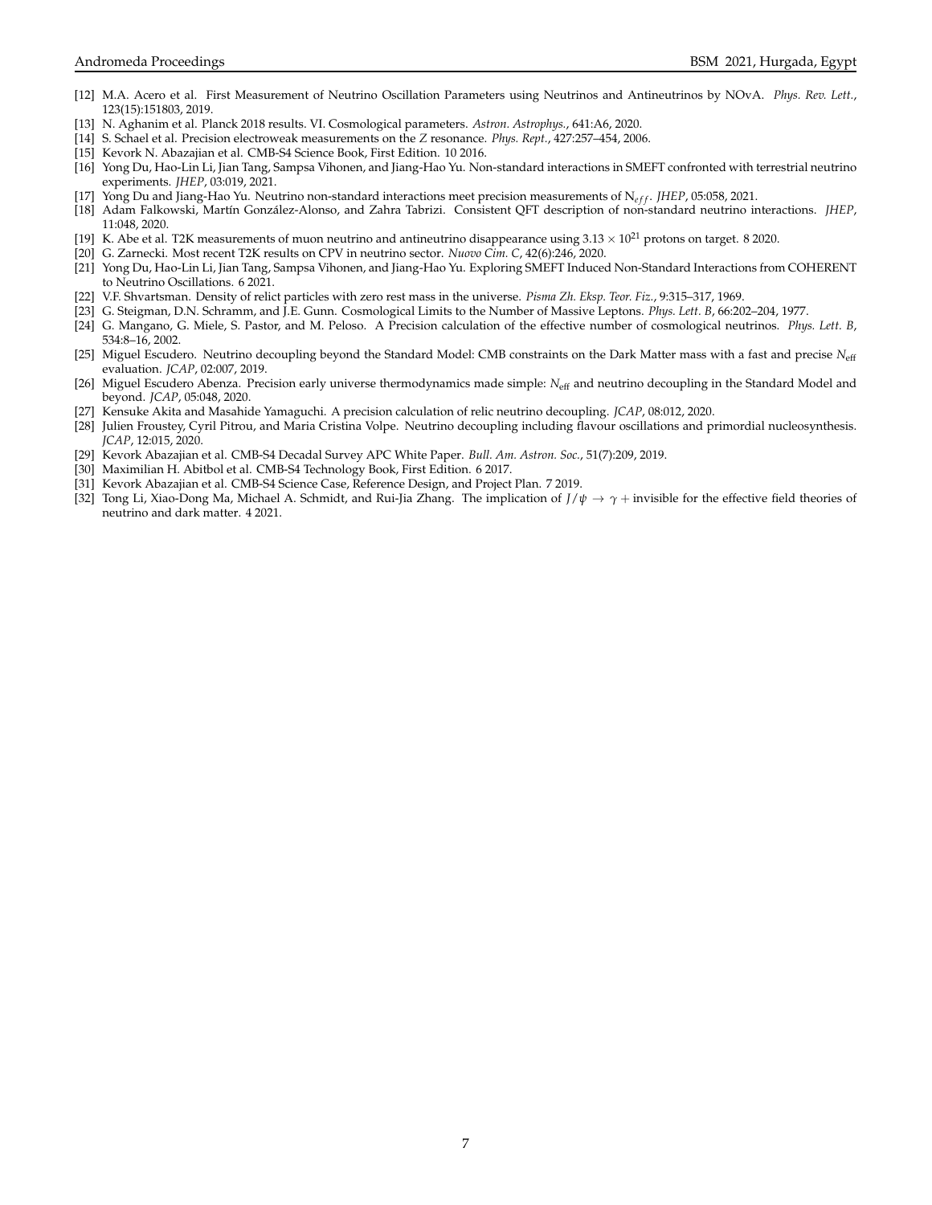[12] M.A. Acero et al. First Measurement of Neutrino Oscillation Parameters using Neutrinos and Antineutrinos by NOvA. *Phys. Rev. Lett.*, 123(15):151803, 2019.

[13] N. Aghanim et al. Planck 2018 results. VI. Cosmological parameters. *Astron. Astrophys.*, 641:A6, 2020.

[14] S. Schael et al. Precision electroweak measurements on the $Z$ resonance. *Phys. Rept.*, 427:257–454, 2006.

[15] Kevork N. Abazajian et al. CMB-S4 Science Book, First Edition. 10 2016.

[16] Yong Du, Hao-Lin Li, Jian Tang, Sampsa Vihonen, and Jiang-Hao Yu. Non-standard interactions in SMEFT confronted with terrestrial neutrino experiments. *JHEP*, 03:019, 2021.

[17] Yong Du and Jiang-Hao Yu. Neutrino non-standard interactions meet precision measurements of $N_{eff}$. *JHEP*, 05:058, 2021.

[18] Adam Falkowski, Martín González-Alonso, and Zahra Tabrizi. Consistent QFT description of non-standard neutrino interactions. *JHEP*, 11:048, 2020.

[19] K. Abe et al. T2K measurements of muon neutrino and antineutrino disappearance using $3.13 \times 10^{21}$ protons on target. 8 2020.

[20] G. Zarnecki. Most recent T2K results on CPV in neutrino sector. *Nuovo Cim. C*, 42(6):246, 2020.

[21] Yong Du, Hao-Lin Li, Jian Tang, Sampsa Vihonen, and Jiang-Hao Yu. Exploring SMEFT Induced Non-Standard Interactions from COHERENT to Neutrino Oscillations. 6 2021.

[22] V.F. Shvartsman. Density of relict particles with zero rest mass in the universe. *Pisma Zh. Eksp. Teor. Fiz.*, 9:315–317, 1969.

[23] G. Steigman, D.N. Schramm, and J.E. Gunn. Cosmological Limits to the Number of Massive Leptons. *Phys. Lett. B*, 66:202–204, 1977.

[24] G. Mangano, G. Miele, S. Pastor, and M. Peloso. A Precision calculation of the effective number of cosmological neutrinos. *Phys. Lett. B*, 534:8–16, 2002.

[25] Miguel Escudero. Neutrino decoupling beyond the Standard Model: CMB constraints on the Dark Matter mass with a fast and precise $N_{\rm eff}$ evaluation. *JCAP*, 02:007, 2019.

[26] Miguel Escudero Abenza. Precision early universe thermodynamics made simple: $N_{\rm eff}$ and neutrino decoupling in the Standard Model and beyond. *JCAP*, 05:048, 2020.

[27] Kensuke Akita and Masahide Yamaguchi. A precision calculation of relic neutrino decoupling. *JCAP*, 08:012, 2020.

[28] Julien Froustey, Cyril Pitrou, and Maria Cristina Volpe. Neutrino decoupling including flavour oscillations and primordial nucleosynthesis. *JCAP*, 12:015, 2020.

[29] Kevork Abazajian et al. CMB-S4 Decadal Survey APC White Paper. *Bull. Am. Astron. Soc.*, 51(7):209, 2019.

[30] Maximilian H. Abitbol et al. CMB-S4 Technology Book, First Edition. 6 2017.

[31] Kevork Abazajian et al. CMB-S4 Science Case, Reference Design, and Project Plan. 7 2019.

[32] Tong Li, Xiao-Dong Ma, Michael A. Schmidt, and Rui-Jia Zhang. The implication of $J/\psi \to \gamma +$ invisible for the effective field theories of neutrino and dark matter. 4 2021.